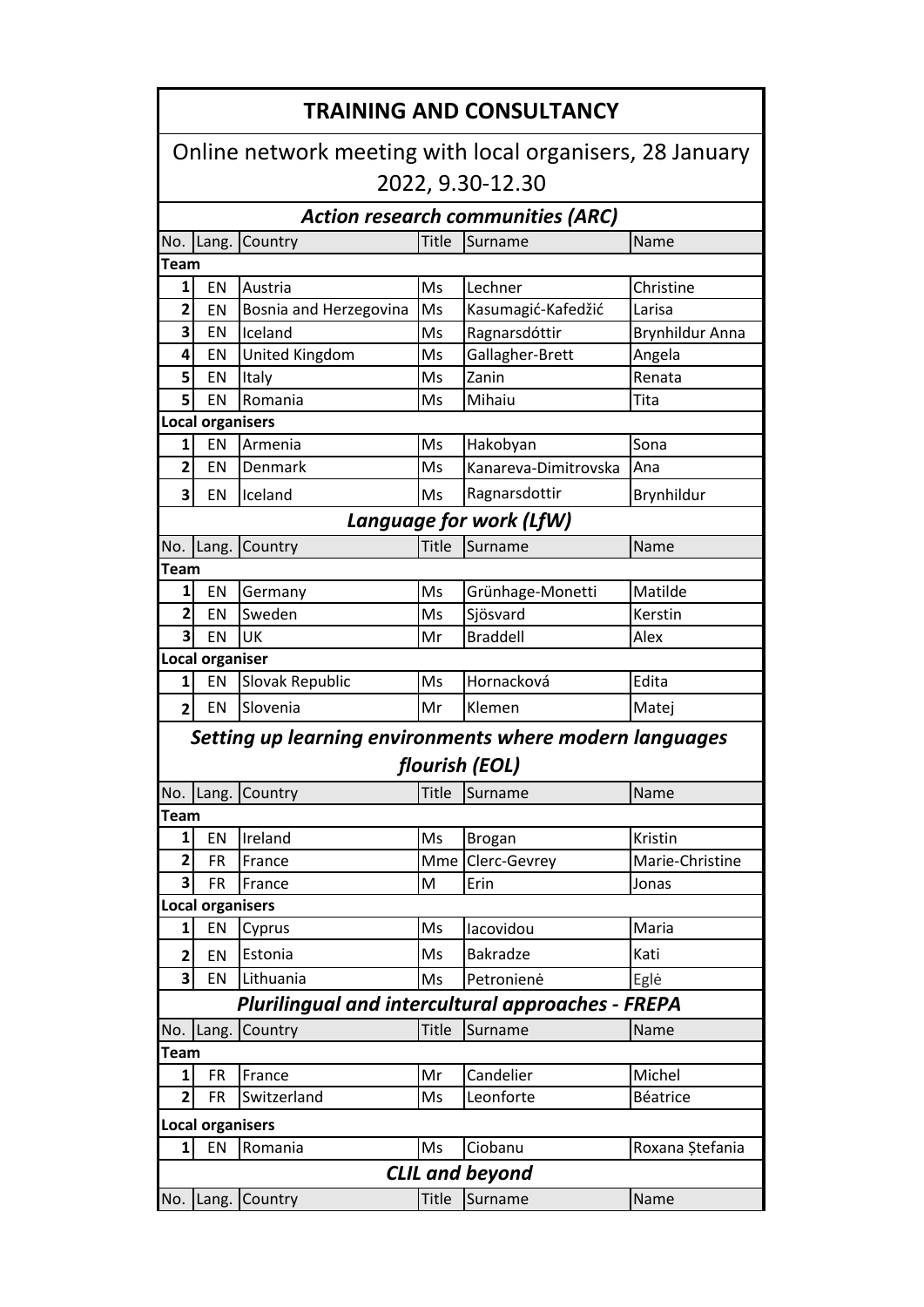# TRAINING AND CONSULTANCY

## Online network meeting with local organisers, 28 January 2022, 9.30-12.30

### *Action research communities (ARC)*

| No. | Lang. | Country | Title | Surname | Name |
|---|---|---|---|---|---|
| **Team** | | | | | |
| 1 | EN | Austria | Ms | Lechner | Christine |
| 2 | EN | Bosnia and Herzegovina | Ms | Kasumagić-Kafedžić | Larisa |
| 3 | EN | Iceland | Ms | Ragnarsdóttir | Brynhildur Anna |
| 4 | EN | United Kingdom | Ms | Gallagher-Brett | Angela |
| 5 | EN | Italy | Ms | Zanin | Renata |
| 5 | EN | Romania | Ms | Mihaiu | Tita |
| **Local organisers** | | | | | |
| 1 | EN | Armenia | Ms | Hakobyan | Sona |
| 2 | EN | Denmark | Ms | Kanareva-Dimitrovska | Ana |
| 3 | EN | Iceland | Ms | Ragnarsdottir | Brynhildur |

### *Language for work (LfW)*

| No. | Lang. | Country | Title | Surname | Name |
|---|---|---|---|---|---|
| **Team** | | | | | |
| 1 | EN | Germany | Ms | Grünhage-Monetti | Matilde |
| 2 | EN | Sweden | Ms | Sjösvard | Kerstin |
| 3 | EN | UK | Mr | Braddell | Alex |
| **Local organiser** | | | | | |
| 1 | EN | Slovak Republic | Ms | Hornacková | Edita |
| 2 | EN | Slovenia | Mr | Klemen | Matej |

### *Setting up learning environments where modern languages flourish (EOL)*

| No. | Lang. | Country | Title | Surname | Name |
|---|---|---|---|---|---|
| **Team** | | | | | |
| 1 | EN | Ireland | Ms | Brogan | Kristin |
| 2 | FR | France | Mme | Clerc-Gevrey | Marie-Christine |
| 3 | FR | France | M | Erin | Jonas |
| **Local organisers** | | | | | |
| 1 | EN | Cyprus | Ms | Iacovidou | Maria |
| 2 | EN | Estonia | Ms | Bakradze | Kati |
| 3 | EN | Lithuania | Ms | Petronienė | Eglė |

### *Plurilingual and intercultural approaches - FREPA*

| No. | Lang. | Country | Title | Surname | Name |
|---|---|---|---|---|---|
| **Team** | | | | | |
| 1 | FR | France | Mr | Candelier | Michel |
| 2 | FR | Switzerland | Ms | Leonforte | Béatrice |
| **Local organisers** | | | | | |
| 1 | EN | Romania | Ms | Ciobanu | Roxana Ștefania |

### *CLIL and beyond*

| No. | Lang. | Country | Title | Surname | Name |
|---|---|---|---|---|---|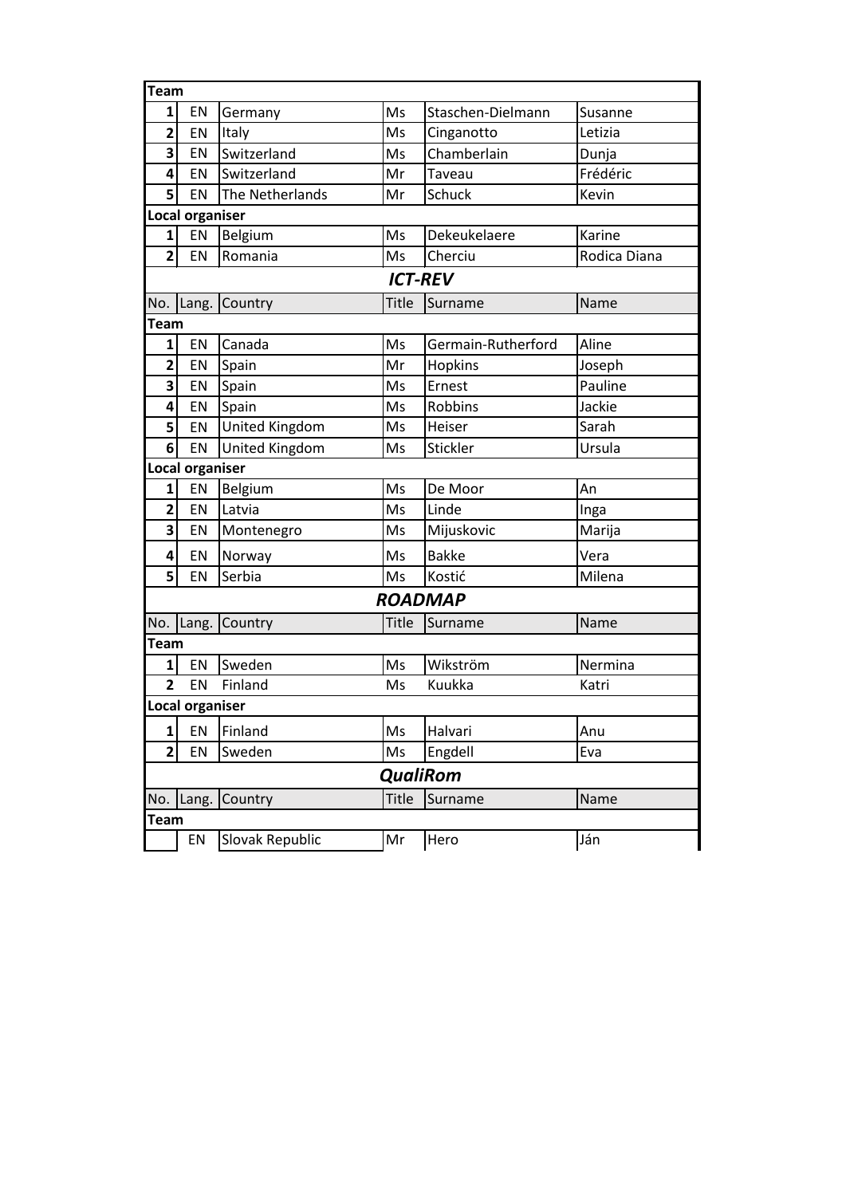| | | | | | |
|---|---|---|---|---|---|
| **Team** | | | | | |
| **1** | EN | Germany | Ms | Staschen-Dielmann | Susanne |
| **2** | EN | Italy | Ms | Cinganotto | Letizia |
| **3** | EN | Switzerland | Ms | Chamberlain | Dunja |
| **4** | EN | Switzerland | Mr | Taveau | Frédéric |
| **5** | EN | The Netherlands | Mr | Schuck | Kevin |
| **Local organiser** | | | | | |
| **1** | EN | Belgium | Ms | Dekeukelaere | Karine |
| **2** | EN | Romania | Ms | Cherciu | Rodica Diana |

## *ICT-REV*

| No. | Lang. | Country | Title | Surname | Name |
|---|---|---|---|---|---|
| **Team** | | | | | |
| **1** | EN | Canada | Ms | Germain-Rutherford | Aline |
| **2** | EN | Spain | Mr | Hopkins | Joseph |
| **3** | EN | Spain | Ms | Ernest | Pauline |
| **4** | EN | Spain | Ms | Robbins | Jackie |
| **5** | EN | United Kingdom | Ms | Heiser | Sarah |
| **6** | EN | United Kingdom | Ms | Stickler | Ursula |
| **Local organiser** | | | | | |
| **1** | EN | Belgium | Ms | De Moor | An |
| **2** | EN | Latvia | Ms | Linde | Inga |
| **3** | EN | Montenegro | Ms | Mijuskovic | Marija |
| **4** | EN | Norway | Ms | Bakke | Vera |
| **5** | EN | Serbia | Ms | Kostić | Milena |

## *ROADMAP*

| No. | Lang. | Country | Title | Surname | Name |
|---|---|---|---|---|---|
| **Team** | | | | | |
| **1** | EN | Sweden | Ms | Wikström | Nermina |
| **2** | EN | Finland | Ms | Kuukka | Katri |
| **Local organiser** | | | | | |
| **1** | EN | Finland | Ms | Halvari | Anu |
| **2** | EN | Sweden | Ms | Engdell | Eva |

## *QualiRom*

| No. | Lang. | Country | Title | Surname | Name |
|---|---|---|---|---|---|
| **Team** | | | | | |
| | EN | Slovak Republic | Mr | Hero | Ján |